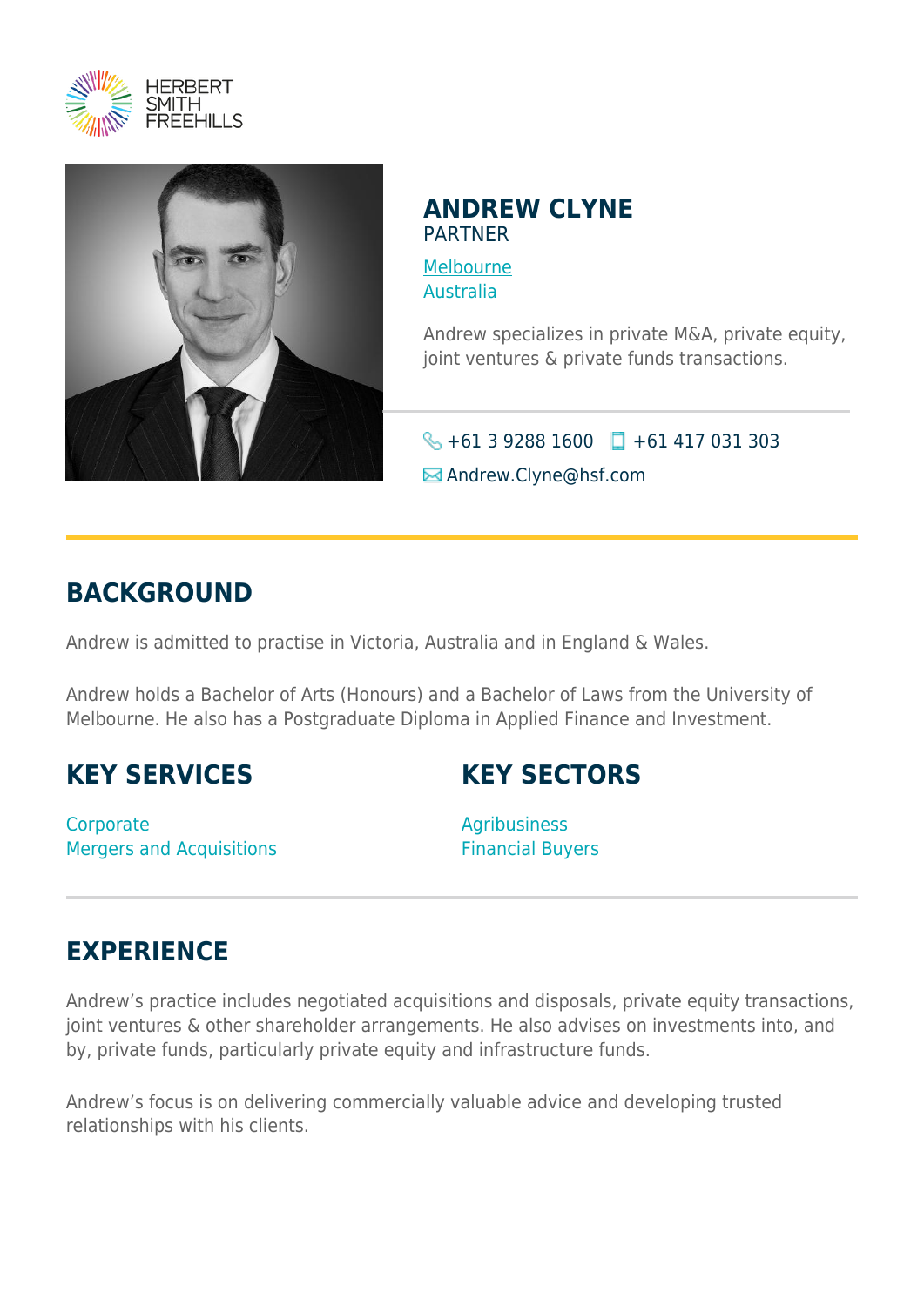HERBERT SMITH FREEHILLS

# ANDREW CLYNE

PARTNER

Melbourne
Australia

Andrew specializes in private M&A, private equity, joint ventures & private funds transactions.

+61 3 9288 1600 +61 417 031 303

Andrew.Clyne@hsf.com

## BACKGROUND

Andrew is admitted to practise in Victoria, Australia and in England & Wales.

Andrew holds a Bachelor of Arts (Honours) and a Bachelor of Laws from the University of Melbourne. He also has a Postgraduate Diploma in Applied Finance and Investment.

## KEY SERVICES

Corporate
Mergers and Acquisitions

## KEY SECTORS

Agribusiness
Financial Buyers

## EXPERIENCE

Andrew's practice includes negotiated acquisitions and disposals, private equity transactions, joint ventures & other shareholder arrangements. He also advises on investments into, and by, private funds, particularly private equity and infrastructure funds.

Andrew's focus is on delivering commercially valuable advice and developing trusted relationships with his clients.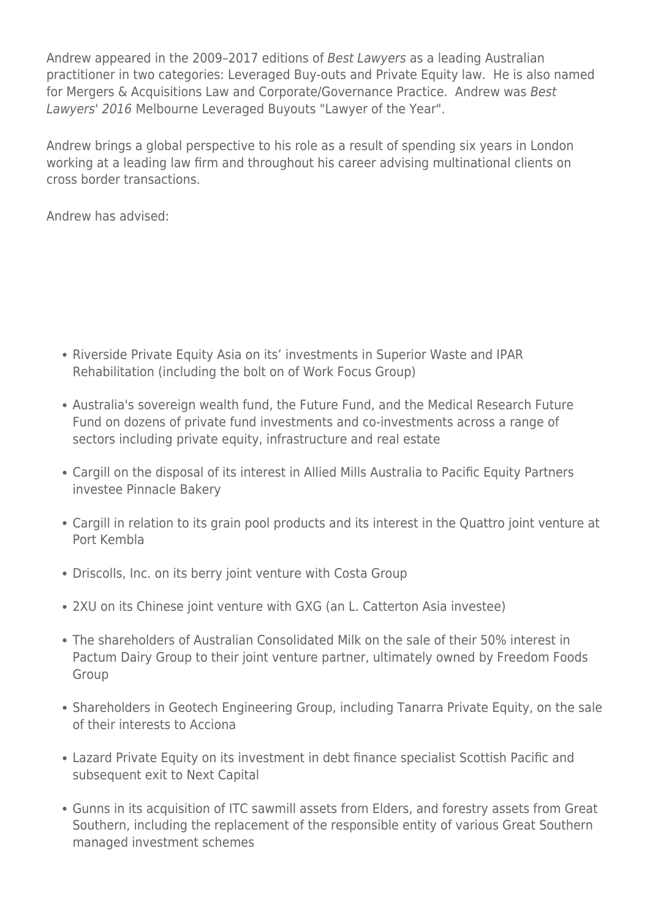Andrew appeared in the 2009–2017 editions of *Best Lawyers* as a leading Australian practitioner in two categories: Leveraged Buy-outs and Private Equity law.  He is also named for Mergers & Acquisitions Law and Corporate/Governance Practice.  Andrew was *Best Lawyers' 2016* Melbourne Leveraged Buyouts "Lawyer of the Year".

Andrew brings a global perspective to his role as a result of spending six years in London working at a leading law firm and throughout his career advising multinational clients on cross border transactions.

Andrew has advised:

- Riverside Private Equity Asia on its' investments in Superior Waste and IPAR Rehabilitation (including the bolt on of Work Focus Group)
- Australia's sovereign wealth fund, the Future Fund, and the Medical Research Future Fund on dozens of private fund investments and co-investments across a range of sectors including private equity, infrastructure and real estate
- Cargill on the disposal of its interest in Allied Mills Australia to Pacific Equity Partners investee Pinnacle Bakery
- Cargill in relation to its grain pool products and its interest in the Quattro joint venture at Port Kembla
- Driscolls, Inc. on its berry joint venture with Costa Group
- 2XU on its Chinese joint venture with GXG (an L. Catterton Asia investee)
- The shareholders of Australian Consolidated Milk on the sale of their 50% interest in Pactum Dairy Group to their joint venture partner, ultimately owned by Freedom Foods Group
- Shareholders in Geotech Engineering Group, including Tanarra Private Equity, on the sale of their interests to Acciona
- Lazard Private Equity on its investment in debt finance specialist Scottish Pacific and subsequent exit to Next Capital
- Gunns in its acquisition of ITC sawmill assets from Elders, and forestry assets from Great Southern, including the replacement of the responsible entity of various Great Southern managed investment schemes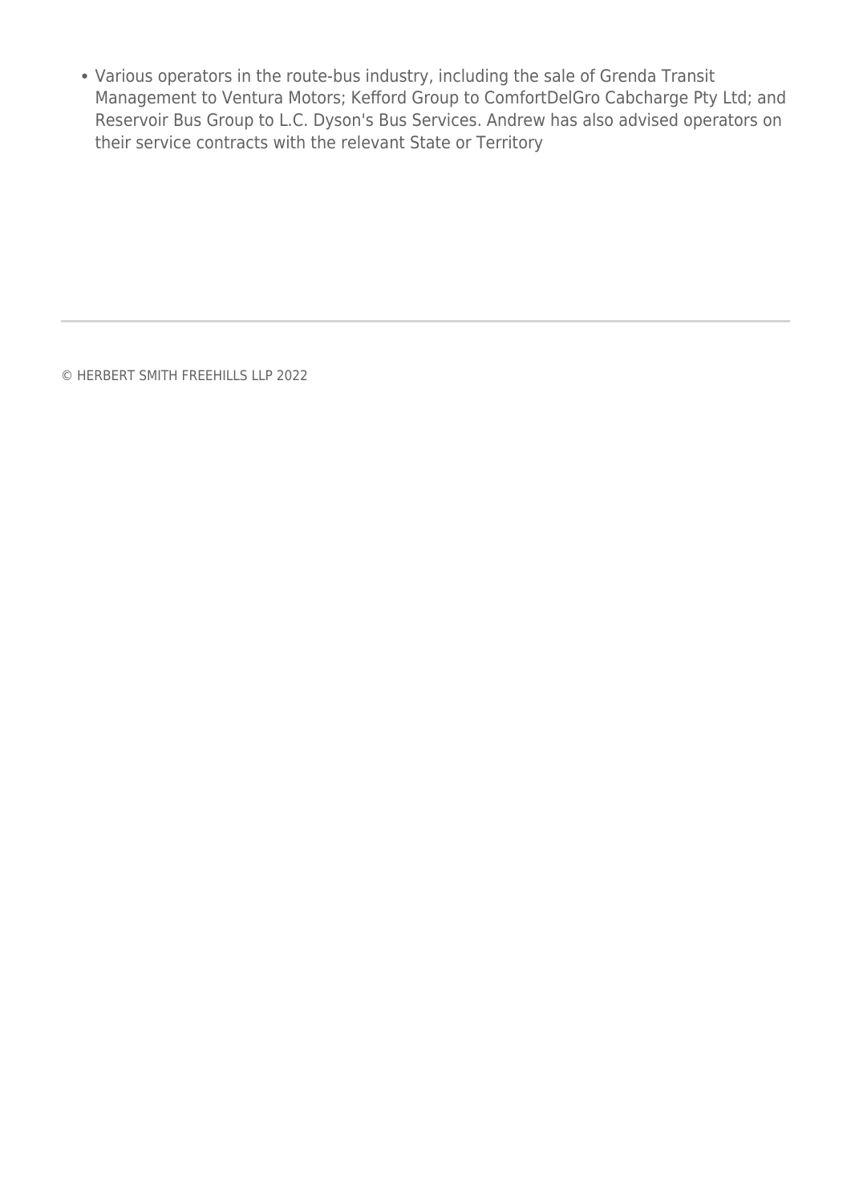- Various operators in the route-bus industry, including the sale of Grenda Transit Management to Ventura Motors; Kefford Group to ComfortDelGro Cabcharge Pty Ltd; and Reservoir Bus Group to L.C. Dyson's Bus Services. Andrew has also advised operators on their service contracts with the relevant State or Territory

---

© HERBERT SMITH FREEHILLS LLP 2022